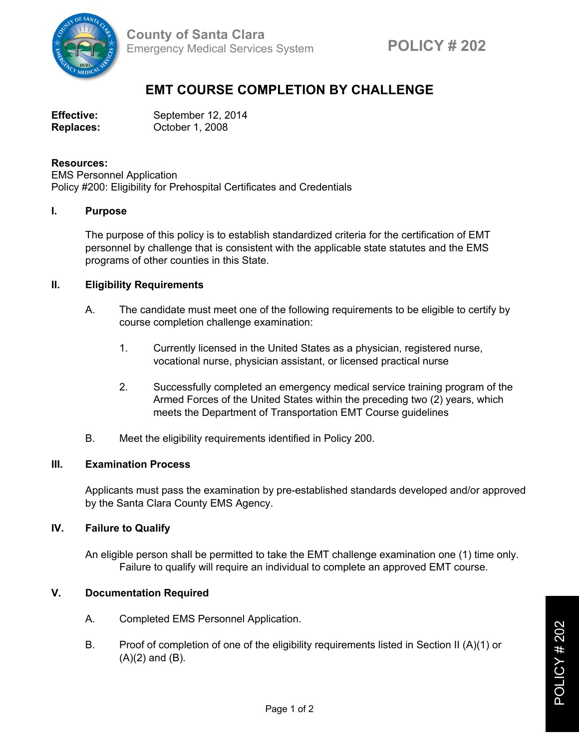County of Santa Clara
Emergency Medical Services System

**POLICY # 202**

# EMT COURSE COMPLETION BY CHALLENGE

**Effective:** September 12, 2014
**Replaces:** October 1, 2008

**Resources:**
EMS Personnel Application
Policy #200: Eligibility for Prehospital Certificates and Credentials

## I. Purpose

The purpose of this policy is to establish standardized criteria for the certification of EMT personnel by challenge that is consistent with the applicable state statutes and the EMS programs of other counties in this State.

## II. Eligibility Requirements

A. The candidate must meet one of the following requirements to be eligible to certify by course completion challenge examination:

1. Currently licensed in the United States as a physician, registered nurse, vocational nurse, physician assistant, or licensed practical nurse

2. Successfully completed an emergency medical service training program of the Armed Forces of the United States within the preceding two (2) years, which meets the Department of Transportation EMT Course guidelines

B. Meet the eligibility requirements identified in Policy 200.

## III. Examination Process

Applicants must pass the examination by pre-established standards developed and/or approved by the Santa Clara County EMS Agency.

## IV. Failure to Qualify

An eligible person shall be permitted to take the EMT challenge examination one (1) time only. Failure to qualify will require an individual to complete an approved EMT course.

## V. Documentation Required

A. Completed EMS Personnel Application.

B. Proof of completion of one of the eligibility requirements listed in Section II (A)(1) or (A)(2) and (B).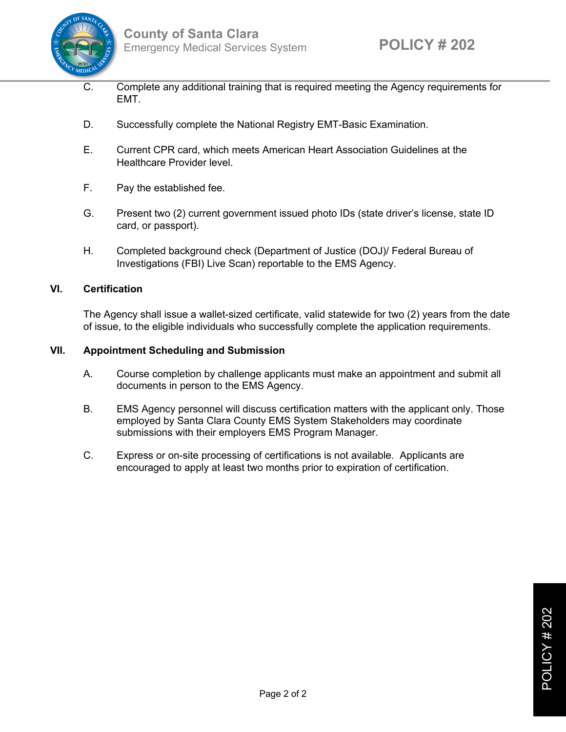C. Complete any additional training that is required meeting the Agency requirements for EMT.

D. Successfully complete the National Registry EMT-Basic Examination.

E. Current CPR card, which meets American Heart Association Guidelines at the Healthcare Provider level.

F. Pay the established fee.

G. Present two (2) current government issued photo IDs (state driver's license, state ID card, or passport).

H. Completed background check (Department of Justice (DOJ)/ Federal Bureau of Investigations (FBI) Live Scan) reportable to the EMS Agency.

## VI. Certification

The Agency shall issue a wallet-sized certificate, valid statewide for two (2) years from the date of issue, to the eligible individuals who successfully complete the application requirements.

## VII. Appointment Scheduling and Submission

A. Course completion by challenge applicants must make an appointment and submit all documents in person to the EMS Agency.

B. EMS Agency personnel will discuss certification matters with the applicant only. Those employed by Santa Clara County EMS System Stakeholders may coordinate submissions with their employers EMS Program Manager.

C. Express or on-site processing of certifications is not available. Applicants are encouraged to apply at least two months prior to expiration of certification.